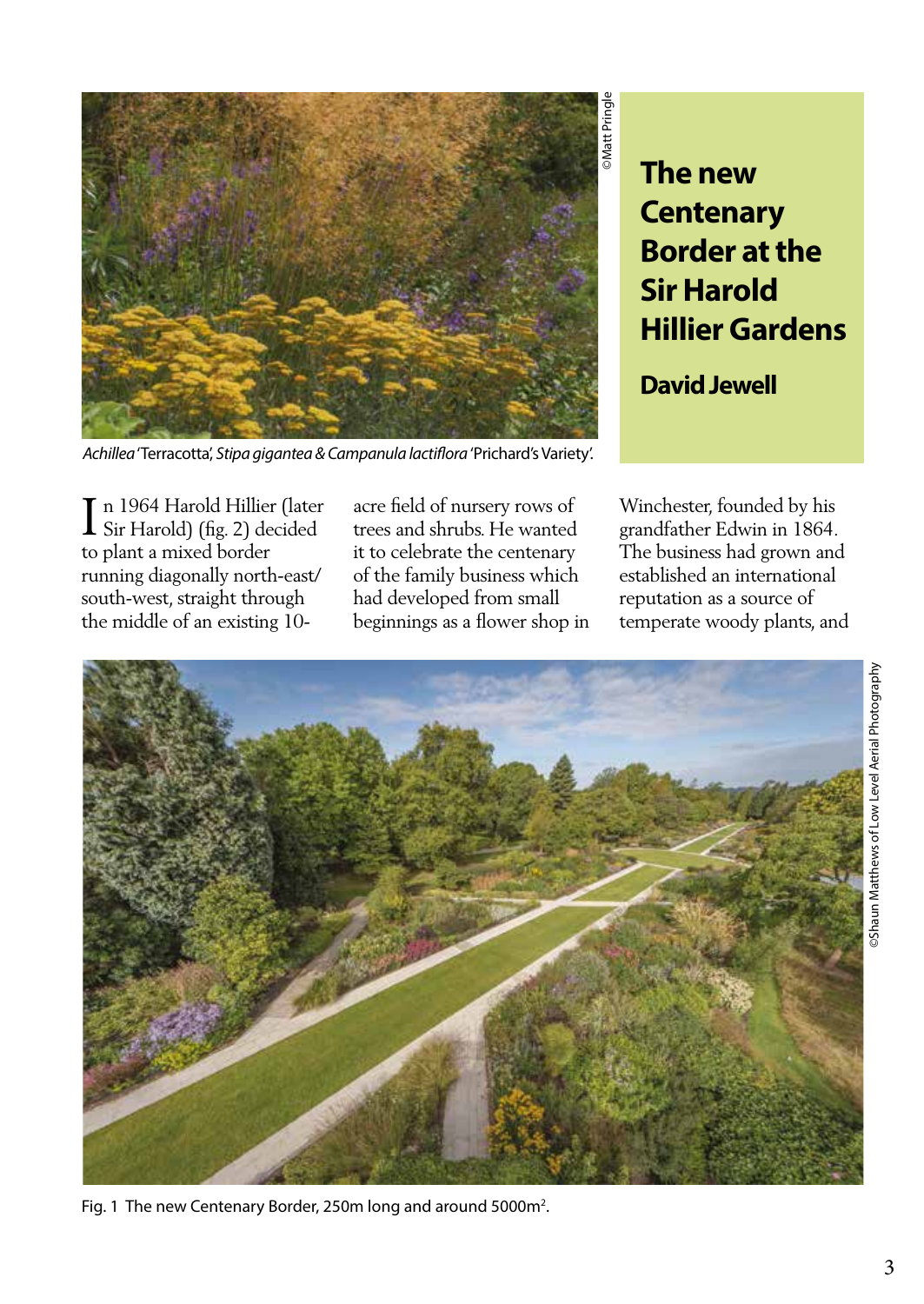# The new Centenary Border at the Sir Harold Hillier Gardens

**David Jewell**

©Matt Pringle

*Achillea* 'Terracotta', *Stipa gigantea* & *Campanula lactiflora* 'Prichard's Variety'.

In 1964 Harold Hillier (later Sir Harold) (fig. 2) decided to plant a mixed border running diagonally north-east/south-west, straight through the middle of an existing 10-acre field of nursery rows of trees and shrubs. He wanted it to celebrate the centenary of the family business which had developed from small beginnings as a flower shop in Winchester, founded by his grandfather Edwin in 1864. The business had grown and established an international reputation as a source of temperate woody plants, and

©Shaun Matthews of Low Level Aerial Photography

Fig. 1 The new Centenary Border, 250m long and around 5000m$^2$.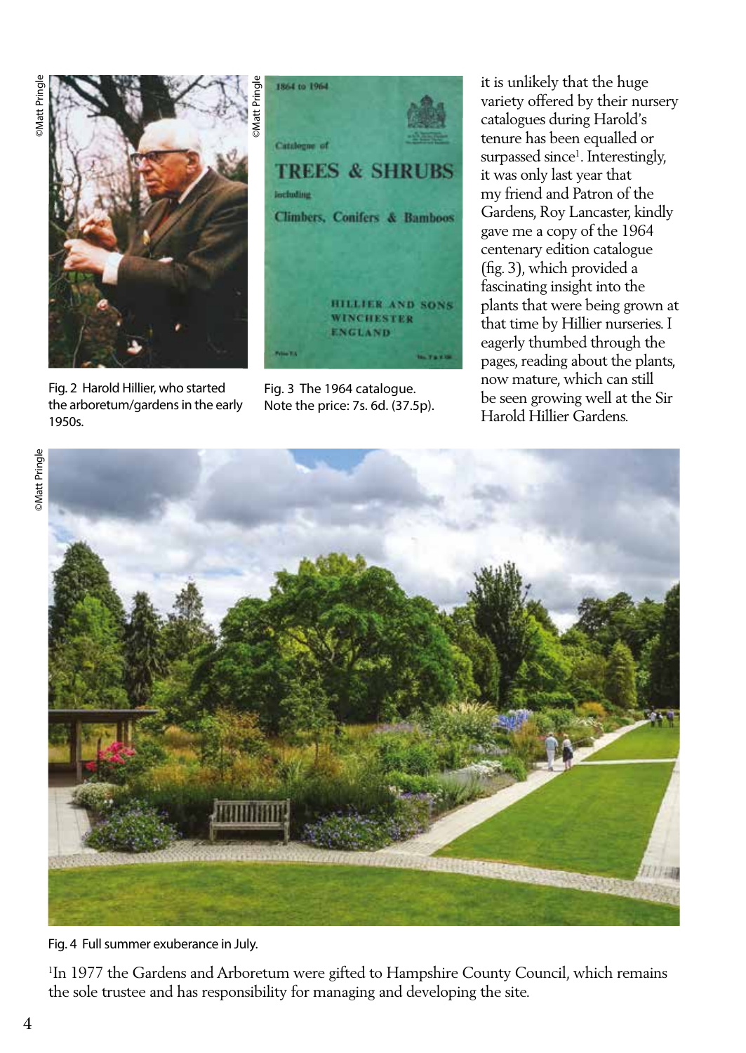©Matt Pringle

Fig. 2 Harold Hillier, who started the arboretum/gardens in the early 1950s.

©Matt Pringle

Fig. 3 The 1964 catalogue. Note the price: 7s. 6d. (37.5p).

it is unlikely that the huge variety offered by their nursery catalogues during Harold's tenure has been equalled or surpassed since[1]. Interestingly, it was only last year that my friend and Patron of the Gardens, Roy Lancaster, kindly gave me a copy of the 1964 centenary edition catalogue (fig. 3), which provided a fascinating insight into the plants that were being grown at that time by Hillier nurseries. I eagerly thumbed through the pages, reading about the plants, now mature, which can still be seen growing well at the Sir Harold Hillier Gardens.

©Matt Pringle

Fig. 4 Full summer exuberance in July.

[1]In 1977 the Gardens and Arboretum were gifted to Hampshire County Council, which remains the sole trustee and has responsibility for managing and developing the site.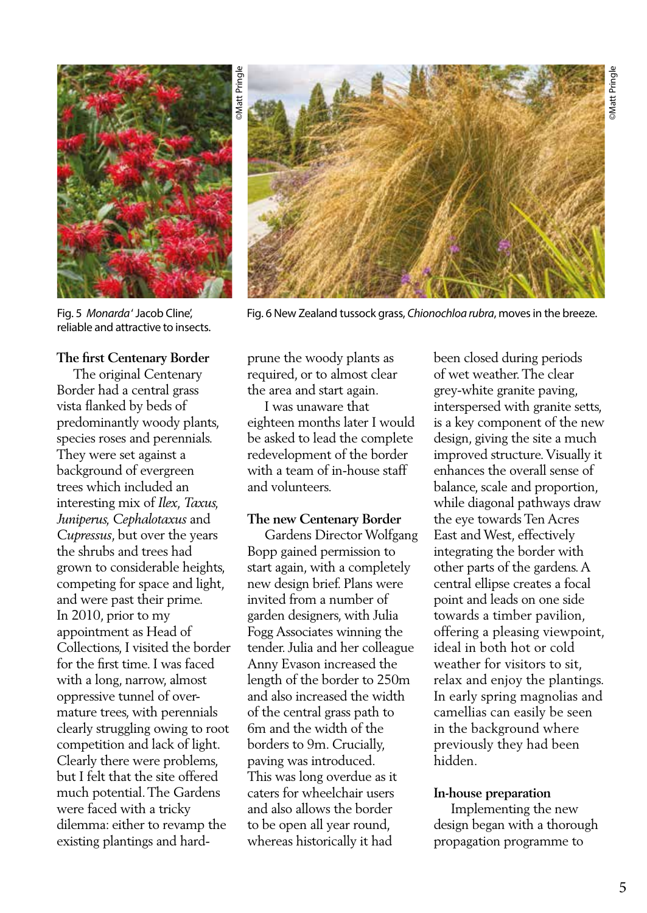Fig. 5 *Monarda* 'Jacob Cline', reliable and attractive to insects.

Fig. 6 New Zealand tussock grass, *Chionochloa rubra*, moves in the breeze.

©Matt Pringle

**The first Centenary Border**

The original Centenary Border had a central grass vista flanked by beds of predominantly woody plants, species roses and perennials. They were set against a background of evergreen trees which included an interesting mix of *Ilex*, *Taxus*, *Juniperus*, *Cephalotaxus* and *Cupressus*, but over the years the shrubs and trees had grown to considerable heights, competing for space and light, and were past their prime. In 2010, prior to my appointment as Head of Collections, I visited the border for the first time. I was faced with a long, narrow, almost oppressive tunnel of over-mature trees, with perennials clearly struggling owing to root competition and lack of light. Clearly there were problems, but I felt that the site offered much potential. The Gardens were faced with a tricky dilemma: either to revamp the existing plantings and hard-prune the woody plants as required, or to almost clear the area and start again.

I was unaware that eighteen months later I would be asked to lead the complete redevelopment of the border with a team of in-house staff and volunteers.

**The new Centenary Border**

Gardens Director Wolfgang Bopp gained permission to start again, with a completely new design brief. Plans were invited from a number of garden designers, with Julia Fogg Associates winning the tender. Julia and her colleague Anny Evason increased the length of the border to 250m and also increased the width of the central grass path to 6m and the width of the borders to 9m. Crucially, paving was introduced. This was long overdue as it caters for wheelchair users and also allows the border to be open all year round, whereas historically it had been closed during periods of wet weather. The clear grey-white granite paving, interspersed with granite setts, is a key component of the new design, giving the site a much improved structure. Visually it enhances the overall sense of balance, scale and proportion, while diagonal pathways draw the eye towards Ten Acres East and West, effectively integrating the border with other parts of the gardens. A central ellipse creates a focal point and leads on one side towards a timber pavilion, offering a pleasing viewpoint, ideal in both hot or cold weather for visitors to sit, relax and enjoy the plantings. In early spring magnolias and camellias can easily be seen in the background where previously they had been hidden.

**In-house preparation**

Implementing the new design began with a thorough propagation programme to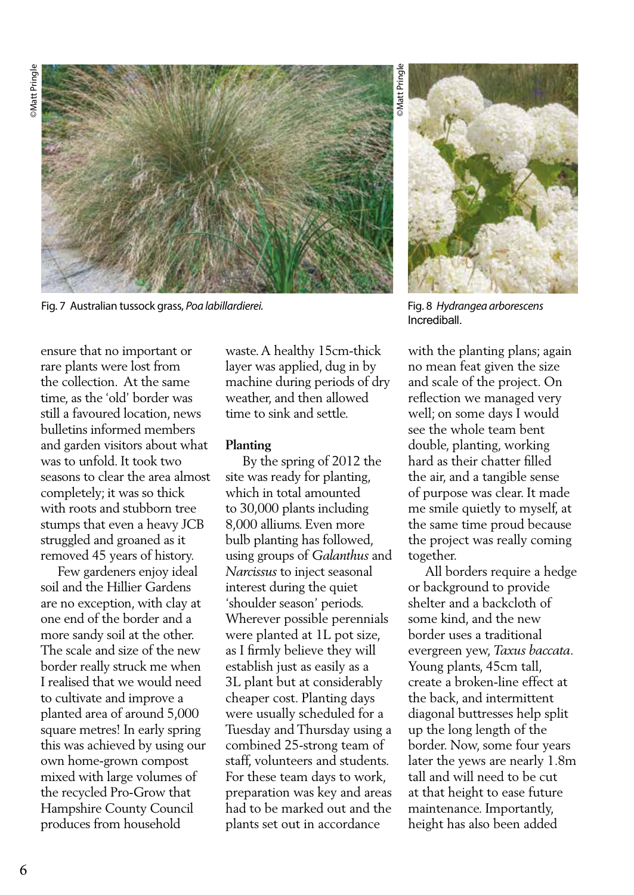Fig. 7 Australian tussock grass, *Poa labillardierei.*

Fig. 8 *Hydrangea arborescens* Incrediball.

ensure that no important or rare plants were lost from the collection. At the same time, as the 'old' border was still a favoured location, news bulletins informed members and garden visitors about what was to unfold. It took two seasons to clear the area almost completely; it was so thick with roots and stubborn tree stumps that even a heavy JCB struggled and groaned as it removed 45 years of history.

Few gardeners enjoy ideal soil and the Hillier Gardens are no exception, with clay at one end of the border and a more sandy soil at the other. The scale and size of the new border really struck me when I realised that we would need to cultivate and improve a planted area of around 5,000 square metres! In early spring this was achieved by using our own home-grown compost mixed with large volumes of the recycled Pro-Grow that Hampshire County Council produces from household waste. A healthy 15cm-thick layer was applied, dug in by machine during periods of dry weather, and then allowed time to sink and settle.

**Planting**

By the spring of 2012 the site was ready for planting, which in total amounted to 30,000 plants including 8,000 alliums. Even more bulb planting has followed, using groups of *Galanthus* and *Narcissus* to inject seasonal interest during the quiet 'shoulder season' periods. Wherever possible perennials were planted at 1L pot size, as I firmly believe they will establish just as easily as a 3L plant but at considerably cheaper cost. Planting days were usually scheduled for a Tuesday and Thursday using a combined 25-strong team of staff, volunteers and students. For these team days to work, preparation was key and areas had to be marked out and the plants set out in accordance with the planting plans; again no mean feat given the size and scale of the project. On reflection we managed very well; on some days I would see the whole team bent double, planting, working hard as their chatter filled the air, and a tangible sense of purpose was clear. It made me smile quietly to myself, at the same time proud because the project was really coming together.

All borders require a hedge or background to provide shelter and a backcloth of some kind, and the new border uses a traditional evergreen yew, *Taxus baccata*. Young plants, 45cm tall, create a broken-line effect at the back, and intermittent diagonal buttresses help split up the long length of the border. Now, some four years later the yews are nearly 1.8m tall and will need to be cut at that height to ease future maintenance. Importantly, height has also been added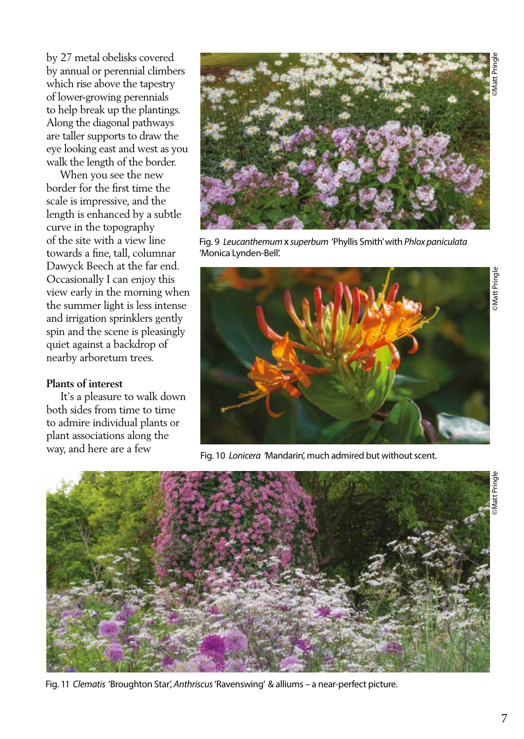by 27 metal obelisks covered by annual or perennial climbers which rise above the tapestry of lower-growing perennials to help break up the plantings. Along the diagonal pathways are taller supports to draw the eye looking east and west as you walk the length of the border.

When you see the new border for the first time the scale is impressive, and the length is enhanced by a subtle curve in the topography of the site with a view line towards a fine, tall, columnar Dawyck Beech at the far end. Occasionally I can enjoy this view early in the morning when the summer light is less intense and irrigation sprinklers gently spin and the scene is pleasingly quiet against a backdrop of nearby arboretum trees.

**Plants of interest**

It's a pleasure to walk down both sides from time to time to admire individual plants or plant associations along the way, and here are a few

©Matt Pringle

Fig. 9 *Leucanthemum* x *superbum* 'Phyllis Smith' with *Phlox paniculata* 'Monica Lynden-Bell'.

©Matt Pringle

Fig. 10 *Lonicera* 'Mandarin', much admired but without scent.

©Matt Pringle

Fig. 11 *Clematis* 'Broughton Star', *Anthriscus* 'Ravenswing' & alliums – a near-perfect picture.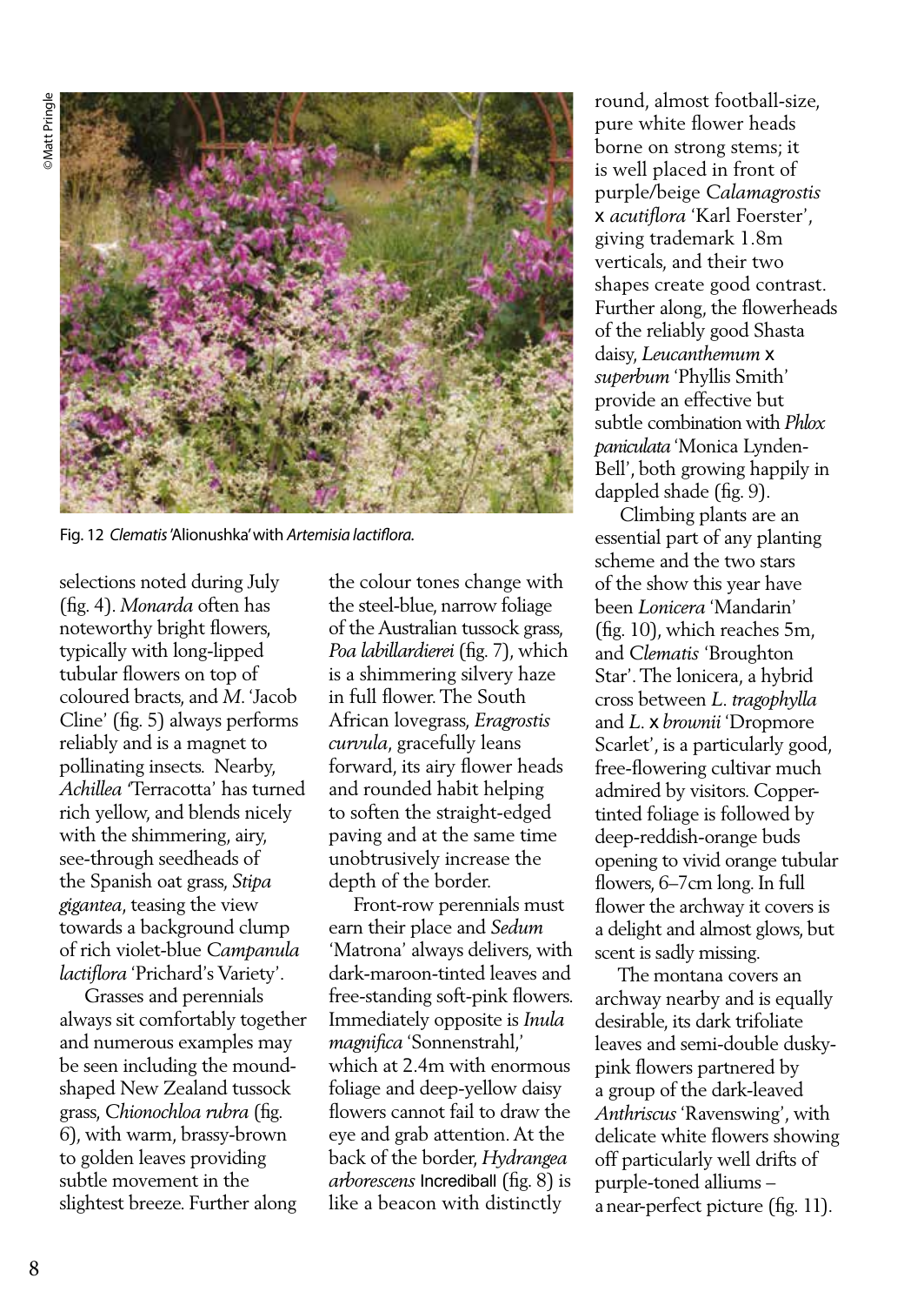Fig. 12 *Clematis* 'Alionushka' with *Artemisia lactiflora*.

selections noted during July (fig. 4). *Monarda* often has noteworthy bright flowers, typically with long-lipped tubular flowers on top of coloured bracts, and *M*. 'Jacob Cline' (fig. 5) always performs reliably and is a magnet to pollinating insects. Nearby, *Achillea* 'Terracotta' has turned rich yellow, and blends nicely with the shimmering, airy, see-through seedheads of the Spanish oat grass, *Stipa gigantea*, teasing the view towards a background clump of rich violet-blue *Campanula lactiflora* 'Prichard's Variety'.

Grasses and perennials always sit comfortably together and numerous examples may be seen including the mound-shaped New Zealand tussock grass, *Chionochloa rubra* (fig. 6), with warm, brassy-brown to golden leaves providing subtle movement in the slightest breeze. Further along the colour tones change with the steel-blue, narrow foliage of the Australian tussock grass, *Poa labillardierei* (fig. 7), which is a shimmering silvery haze in full flower. The South African lovegrass, *Eragrostis curvula*, gracefully leans forward, its airy flower heads and rounded habit helping to soften the straight-edged paving and at the same time unobtrusively increase the depth of the border.

Front-row perennials must earn their place and *Sedum* 'Matrona' always delivers, with dark-maroon-tinted leaves and free-standing soft-pink flowers. Immediately opposite is *Inula magnifica* 'Sonnenstrahl,' which at 2.4m with enormous foliage and deep-yellow daisy flowers cannot fail to draw the eye and grab attention. At the back of the border, *Hydrangea arborescens* Incrediball (fig. 8) is like a beacon with distinctly round, almost football-size, pure white flower heads borne on strong stems; it is well placed in front of purple/beige *Calamagrostis* x *acutiflora* 'Karl Foerster', giving trademark 1.8m verticals, and their two shapes create good contrast. Further along, the flowerheads of the reliably good Shasta daisy, *Leucanthemum* x *superbum* 'Phyllis Smith' provide an effective but subtle combination with *Phlox paniculata* 'Monica Lynden-Bell', both growing happily in dappled shade (fig. 9).

Climbing plants are an essential part of any planting scheme and the two stars of the show this year have been *Lonicera* 'Mandarin' (fig. 10), which reaches 5m, and *Clematis* 'Broughton Star'. The lonicera, a hybrid cross between *L. tragophylla* and *L.* x *brownii* 'Dropmore Scarlet', is a particularly good, free-flowering cultivar much admired by visitors. Copper-tinted foliage is followed by deep-reddish-orange buds opening to vivid orange tubular flowers, 6–7cm long. In full flower the archway it covers is a delight and almost glows, but scent is sadly missing.

The montana covers an archway nearby and is equally desirable, its dark trifoliate leaves and semi-double dusky-pink flowers partnered by a group of the dark-leaved *Anthriscus* 'Ravenswing', with delicate white flowers showing off particularly well drifts of purple-toned alliums – a near-perfect picture (fig. 11).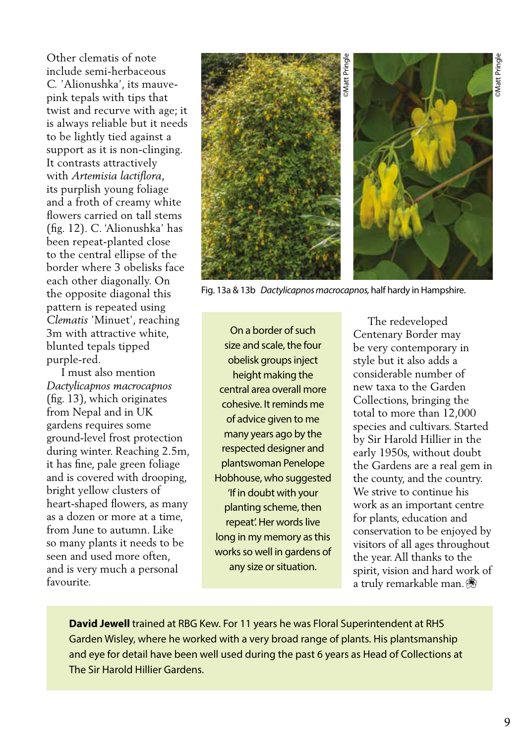Other clematis of note include semi-herbaceous *C.* 'Alionushka', its mauve-pink tepals with tips that twist and recurve with age; it is always reliable but it needs to be lightly tied against a support as it is non-clinging. It contrasts attractively with *Artemisia lactiflora*, its purplish young foliage and a froth of creamy white flowers carried on tall stems (fig. 12). C. 'Alionushka' has been repeat-planted close to the central ellipse of the border where 3 obelisks face each other diagonally. On the opposite diagonal this pattern is repeated using *Clematis* 'Minuet', reaching 3m with attractive white, blunted tepals tipped purple-red.

I must also mention *Dactylicapnos macrocapnos* (fig. 13), which originates from Nepal and in UK gardens requires some ground-level frost protection during winter. Reaching 2.5m, it has fine, pale green foliage and is covered with drooping, bright yellow clusters of heart-shaped flowers, as many as a dozen or more at a time, from June to autumn. Like so many plants it needs to be seen and used more often, and is very much a personal favourite.

©Matt Pringle

©Matt Pringle

Fig. 13a & 13b *Dactylicapnos macrocapnos,* half hardy in Hampshire.

> On a border of such size and scale, the four obelisk groups inject height making the central area overall more cohesive. It reminds me of advice given to me many years ago by the respected designer and plantswoman Penelope Hobhouse, who suggested 'If in doubt with your planting scheme, then repeat'. Her words live long in my memory as this works so well in gardens of any size or situation.

The redeveloped Centenary Border may be very contemporary in style but it also adds a considerable number of new taxa to the Garden Collections, bringing the total to more than 12,000 species and cultivars. Started by Sir Harold Hillier in the early 1950s, without doubt the Gardens are a real gem in the county, and the country. We strive to continue his work as an important centre for plants, education and conservation to be enjoyed by visitors of all ages throughout the year. All thanks to the spirit, vision and hard work of a truly remarkable man.

**David Jewell** trained at RBG Kew. For 11 years he was Floral Superintendent at RHS Garden Wisley, where he worked with a very broad range of plants. His plantsmanship and eye for detail have been well used during the past 6 years as Head of Collections at The Sir Harold Hillier Gardens.